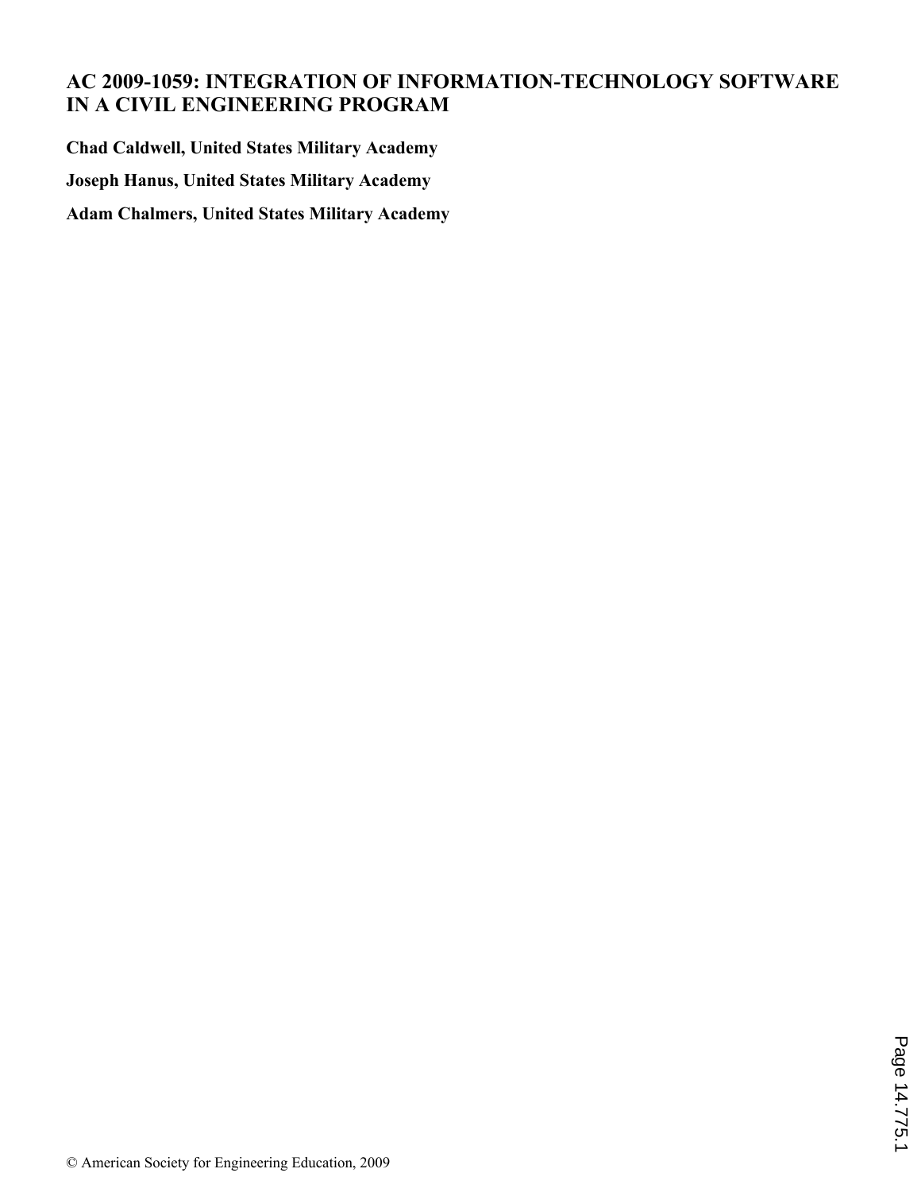# AC 2009-1059: INTEGRATION OF INFORMATION-TECHNOLOGY SOFTWARE IN A CIVIL ENGINEERING PROGRAM

**Chad Caldwell, United States Military Academy**

**Joseph Hanus, United States Military Academy**

**Adam Chalmers, United States Military Academy**

© American Society for Engineering Education, 2009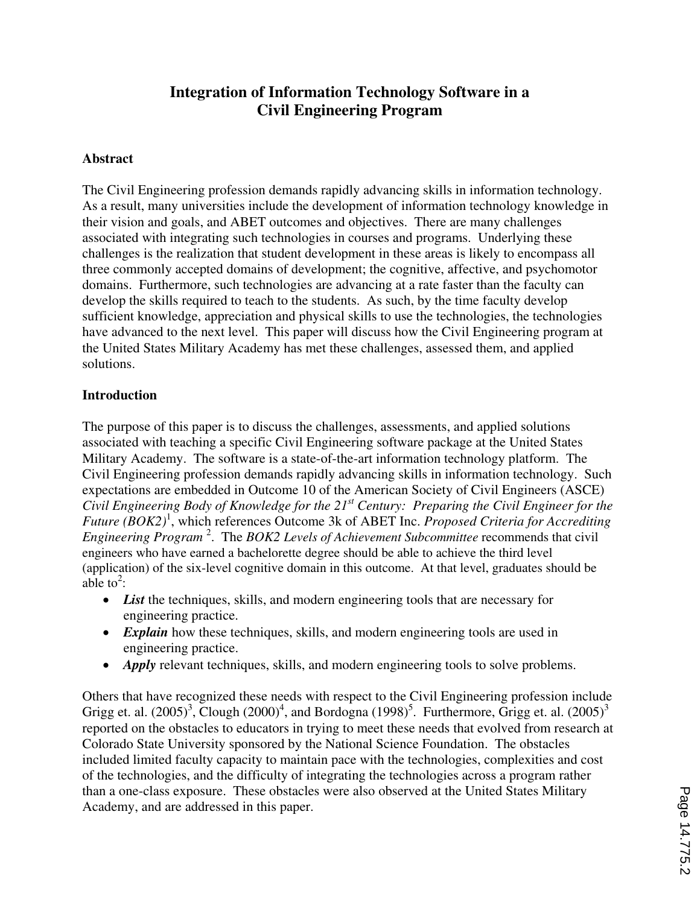# Integration of Information Technology Software in a Civil Engineering Program

## Abstract

The Civil Engineering profession demands rapidly advancing skills in information technology. As a result, many universities include the development of information technology knowledge in their vision and goals, and ABET outcomes and objectives. There are many challenges associated with integrating such technologies in courses and programs. Underlying these challenges is the realization that student development in these areas is likely to encompass all three commonly accepted domains of development; the cognitive, affective, and psychomotor domains. Furthermore, such technologies are advancing at a rate faster than the faculty can develop the skills required to teach to the students. As such, by the time faculty develop sufficient knowledge, appreciation and physical skills to use the technologies, the technologies have advanced to the next level. This paper will discuss how the Civil Engineering program at the United States Military Academy has met these challenges, assessed them, and applied solutions.

## Introduction

The purpose of this paper is to discuss the challenges, assessments, and applied solutions associated with teaching a specific Civil Engineering software package at the United States Military Academy. The software is a state-of-the-art information technology platform. The Civil Engineering profession demands rapidly advancing skills in information technology. Such expectations are embedded in Outcome 10 of the American Society of Civil Engineers (ASCE) *Civil Engineering Body of Knowledge for the 21st Century: Preparing the Civil Engineer for the Future (BOK2)*[1], which references Outcome 3k of ABET Inc. *Proposed Criteria for Accrediting Engineering Program* [2]. The *BOK2 Levels of Achievement Subcommittee* recommends that civil engineers who have earned a bachelorette degree should be able to achieve the third level (application) of the six-level cognitive domain in this outcome. At that level, graduates should be able to[2]:

- ***List*** the techniques, skills, and modern engineering tools that are necessary for engineering practice.
- ***Explain*** how these techniques, skills, and modern engineering tools are used in engineering practice.
- ***Apply*** relevant techniques, skills, and modern engineering tools to solve problems.

Others that have recognized these needs with respect to the Civil Engineering profession include Grigg et. al. (2005)[3], Clough (2000)[4], and Bordogna (1998)[5]. Furthermore, Grigg et. al. (2005)[3] reported on the obstacles to educators in trying to meet these needs that evolved from research at Colorado State University sponsored by the National Science Foundation. The obstacles included limited faculty capacity to maintain pace with the technologies, complexities and cost of the technologies, and the difficulty of integrating the technologies across a program rather than a one-class exposure. These obstacles were also observed at the United States Military Academy, and are addressed in this paper.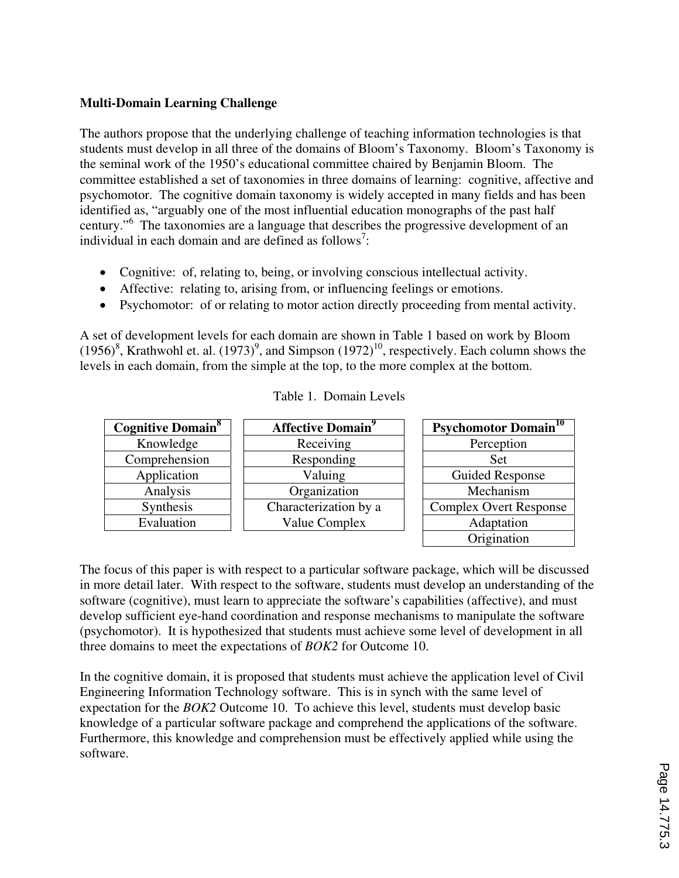**Multi-Domain Learning Challenge**

The authors propose that the underlying challenge of teaching information technologies is that students must develop in all three of the domains of Bloom's Taxonomy. Bloom's Taxonomy is the seminal work of the 1950's educational committee chaired by Benjamin Bloom. The committee established a set of taxonomies in three domains of learning: cognitive, affective and psychomotor. The cognitive domain taxonomy is widely accepted in many fields and has been identified as, "arguably one of the most influential education monographs of the past half century."[6] The taxonomies are a language that describes the progressive development of an individual in each domain and are defined as follows[7]:

- Cognitive: of, relating to, being, or involving conscious intellectual activity.
- Affective: relating to, arising from, or influencing feelings or emotions.
- Psychomotor: of or relating to motor action directly proceeding from mental activity.

A set of development levels for each domain are shown in Table 1 based on work by Bloom (1956)[8], Krathwohl et. al. (1973)[9], and Simpson (1972)[10], respectively. Each column shows the levels in each domain, from the simple at the top, to the more complex at the bottom.

Table 1. Domain Levels

| Cognitive Domain[8] | Affective Domain[9] | Psychomotor Domain[10] |
|---|---|---|
| Knowledge | Receiving | Perception |
| Comprehension | Responding | Set |
| Application | Valuing | Guided Response |
| Analysis | Organization | Mechanism |
| Synthesis | Characterization by a Value Complex | Complex Overt Response |
| Evaluation | | Adaptation |
| | | Origination |

The focus of this paper is with respect to a particular software package, which will be discussed in more detail later. With respect to the software, students must develop an understanding of the software (cognitive), must learn to appreciate the software's capabilities (affective), and must develop sufficient eye-hand coordination and response mechanisms to manipulate the software (psychomotor). It is hypothesized that students must achieve some level of development in all three domains to meet the expectations of *BOK2* for Outcome 10.

In the cognitive domain, it is proposed that students must achieve the application level of Civil Engineering Information Technology software. This is in synch with the same level of expectation for the *BOK2* Outcome 10. To achieve this level, students must develop basic knowledge of a particular software package and comprehend the applications of the software. Furthermore, this knowledge and comprehension must be effectively applied while using the software.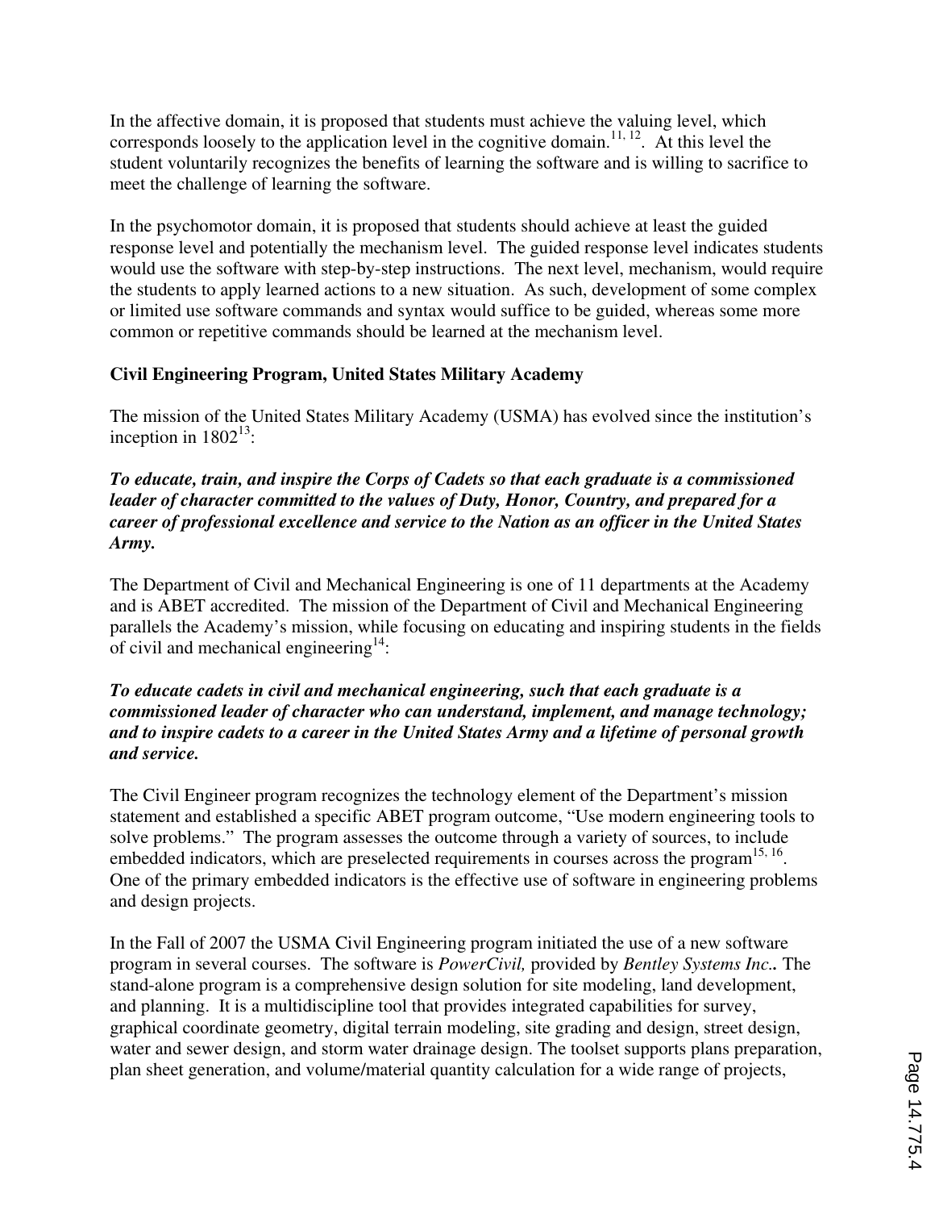In the affective domain, it is proposed that students must achieve the valuing level, which corresponds loosely to the application level in the cognitive domain.[11, 12]. At this level the student voluntarily recognizes the benefits of learning the software and is willing to sacrifice to meet the challenge of learning the software.

In the psychomotor domain, it is proposed that students should achieve at least the guided response level and potentially the mechanism level. The guided response level indicates students would use the software with step-by-step instructions. The next level, mechanism, would require the students to apply learned actions to a new situation. As such, development of some complex or limited use software commands and syntax would suffice to be guided, whereas some more common or repetitive commands should be learned at the mechanism level.

**Civil Engineering Program, United States Military Academy**

The mission of the United States Military Academy (USMA) has evolved since the institution's inception in 1802[13]:

***To educate, train, and inspire the Corps of Cadets so that each graduate is a commissioned leader of character committed to the values of Duty, Honor, Country, and prepared for a career of professional excellence and service to the Nation as an officer in the United States Army.***

The Department of Civil and Mechanical Engineering is one of 11 departments at the Academy and is ABET accredited. The mission of the Department of Civil and Mechanical Engineering parallels the Academy's mission, while focusing on educating and inspiring students in the fields of civil and mechanical engineering[14]:

***To educate cadets in civil and mechanical engineering, such that each graduate is a commissioned leader of character who can understand, implement, and manage technology; and to inspire cadets to a career in the United States Army and a lifetime of personal growth and service.***

The Civil Engineer program recognizes the technology element of the Department's mission statement and established a specific ABET program outcome, "Use modern engineering tools to solve problems." The program assesses the outcome through a variety of sources, to include embedded indicators, which are preselected requirements in courses across the program[15, 16]. One of the primary embedded indicators is the effective use of software in engineering problems and design projects.

In the Fall of 2007 the USMA Civil Engineering program initiated the use of a new software program in several courses. The software is *PowerCivil,* provided by *Bentley Systems Inc.***.** The stand-alone program is a comprehensive design solution for site modeling, land development, and planning. It is a multidiscipline tool that provides integrated capabilities for survey, graphical coordinate geometry, digital terrain modeling, site grading and design, street design, water and sewer design, and storm water drainage design. The toolset supports plans preparation, plan sheet generation, and volume/material quantity calculation for a wide range of projects,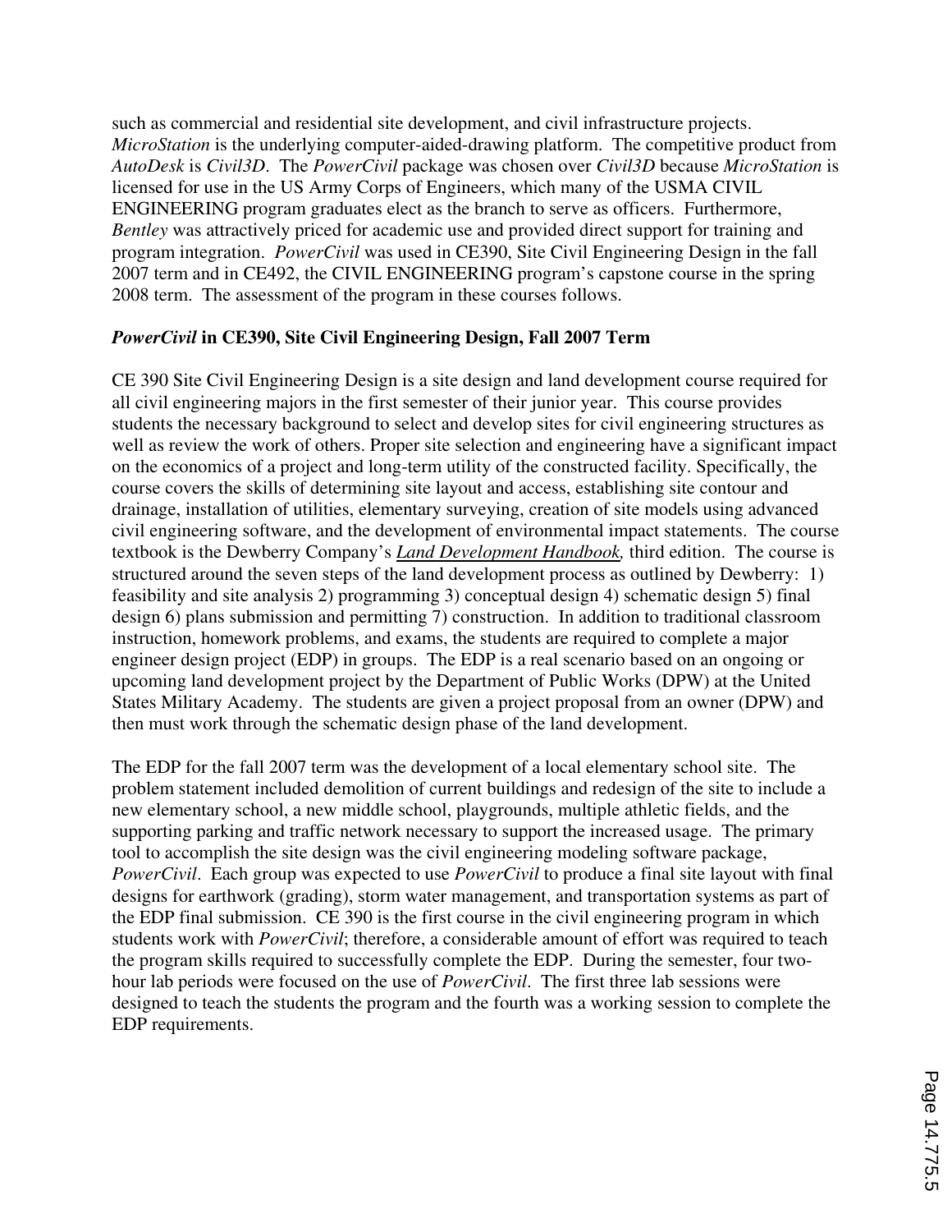such as commercial and residential site development, and civil infrastructure projects. *MicroStation* is the underlying computer-aided-drawing platform. The competitive product from *AutoDesk* is *Civil3D*. The *PowerCivil* package was chosen over *Civil3D* because *MicroStation* is licensed for use in the US Army Corps of Engineers, which many of the USMA CIVIL ENGINEERING program graduates elect as the branch to serve as officers. Furthermore, *Bentley* was attractively priced for academic use and provided direct support for training and program integration. *PowerCivil* was used in CE390, Site Civil Engineering Design in the fall 2007 term and in CE492, the CIVIL ENGINEERING program's capstone course in the spring 2008 term. The assessment of the program in these courses follows.

### *PowerCivil* in CE390, Site Civil Engineering Design, Fall 2007 Term

CE 390 Site Civil Engineering Design is a site design and land development course required for all civil engineering majors in the first semester of their junior year. This course provides students the necessary background to select and develop sites for civil engineering structures as well as review the work of others. Proper site selection and engineering have a significant impact on the economics of a project and long-term utility of the constructed facility. Specifically, the course covers the skills of determining site layout and access, establishing site contour and drainage, installation of utilities, elementary surveying, creation of site models using advanced civil engineering software, and the development of environmental impact statements. The course textbook is the Dewberry Company's *Land Development Handbook,* third edition. The course is structured around the seven steps of the land development process as outlined by Dewberry: 1) feasibility and site analysis 2) programming 3) conceptual design 4) schematic design 5) final design 6) plans submission and permitting 7) construction. In addition to traditional classroom instruction, homework problems, and exams, the students are required to complete a major engineer design project (EDP) in groups. The EDP is a real scenario based on an ongoing or upcoming land development project by the Department of Public Works (DPW) at the United States Military Academy. The students are given a project proposal from an owner (DPW) and then must work through the schematic design phase of the land development.

The EDP for the fall 2007 term was the development of a local elementary school site. The problem statement included demolition of current buildings and redesign of the site to include a new elementary school, a new middle school, playgrounds, multiple athletic fields, and the supporting parking and traffic network necessary to support the increased usage. The primary tool to accomplish the site design was the civil engineering modeling software package, *PowerCivil*. Each group was expected to use *PowerCivil* to produce a final site layout with final designs for earthwork (grading), storm water management, and transportation systems as part of the EDP final submission. CE 390 is the first course in the civil engineering program in which students work with *PowerCivil*; therefore, a considerable amount of effort was required to teach the program skills required to successfully complete the EDP. During the semester, four two-hour lab periods were focused on the use of *PowerCivil*. The first three lab sessions were designed to teach the students the program and the fourth was a working session to complete the EDP requirements.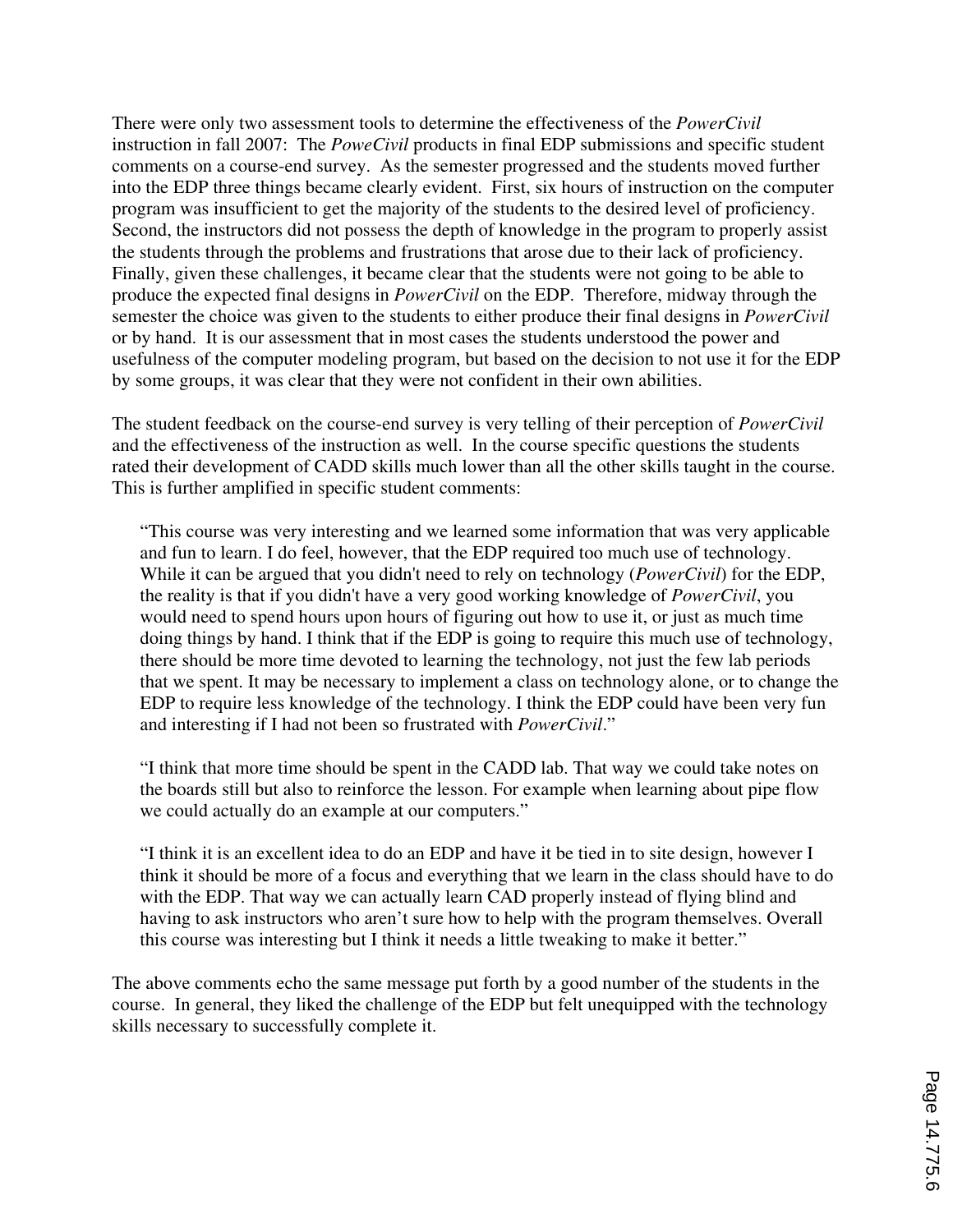There were only two assessment tools to determine the effectiveness of the *PowerCivil* instruction in fall 2007: The *PoweCivil* products in final EDP submissions and specific student comments on a course-end survey. As the semester progressed and the students moved further into the EDP three things became clearly evident. First, six hours of instruction on the computer program was insufficient to get the majority of the students to the desired level of proficiency. Second, the instructors did not possess the depth of knowledge in the program to properly assist the students through the problems and frustrations that arose due to their lack of proficiency. Finally, given these challenges, it became clear that the students were not going to be able to produce the expected final designs in *PowerCivil* on the EDP. Therefore, midway through the semester the choice was given to the students to either produce their final designs in *PowerCivil* or by hand. It is our assessment that in most cases the students understood the power and usefulness of the computer modeling program, but based on the decision to not use it for the EDP by some groups, it was clear that they were not confident in their own abilities.

The student feedback on the course-end survey is very telling of their perception of *PowerCivil* and the effectiveness of the instruction as well. In the course specific questions the students rated their development of CADD skills much lower than all the other skills taught in the course. This is further amplified in specific student comments:

> "This course was very interesting and we learned some information that was very applicable and fun to learn. I do feel, however, that the EDP required too much use of technology. While it can be argued that you didn't need to rely on technology (*PowerCivil*) for the EDP, the reality is that if you didn't have a very good working knowledge of *PowerCivil*, you would need to spend hours upon hours of figuring out how to use it, or just as much time doing things by hand. I think that if the EDP is going to require this much use of technology, there should be more time devoted to learning the technology, not just the few lab periods that we spent. It may be necessary to implement a class on technology alone, or to change the EDP to require less knowledge of the technology. I think the EDP could have been very fun and interesting if I had not been so frustrated with *PowerCivil*."

> "I think that more time should be spent in the CADD lab. That way we could take notes on the boards still but also to reinforce the lesson. For example when learning about pipe flow we could actually do an example at our computers."

> "I think it is an excellent idea to do an EDP and have it be tied in to site design, however I think it should be more of a focus and everything that we learn in the class should have to do with the EDP. That way we can actually learn CAD properly instead of flying blind and having to ask instructors who aren't sure how to help with the program themselves. Overall this course was interesting but I think it needs a little tweaking to make it better."

The above comments echo the same message put forth by a good number of the students in the course. In general, they liked the challenge of the EDP but felt unequipped with the technology skills necessary to successfully complete it.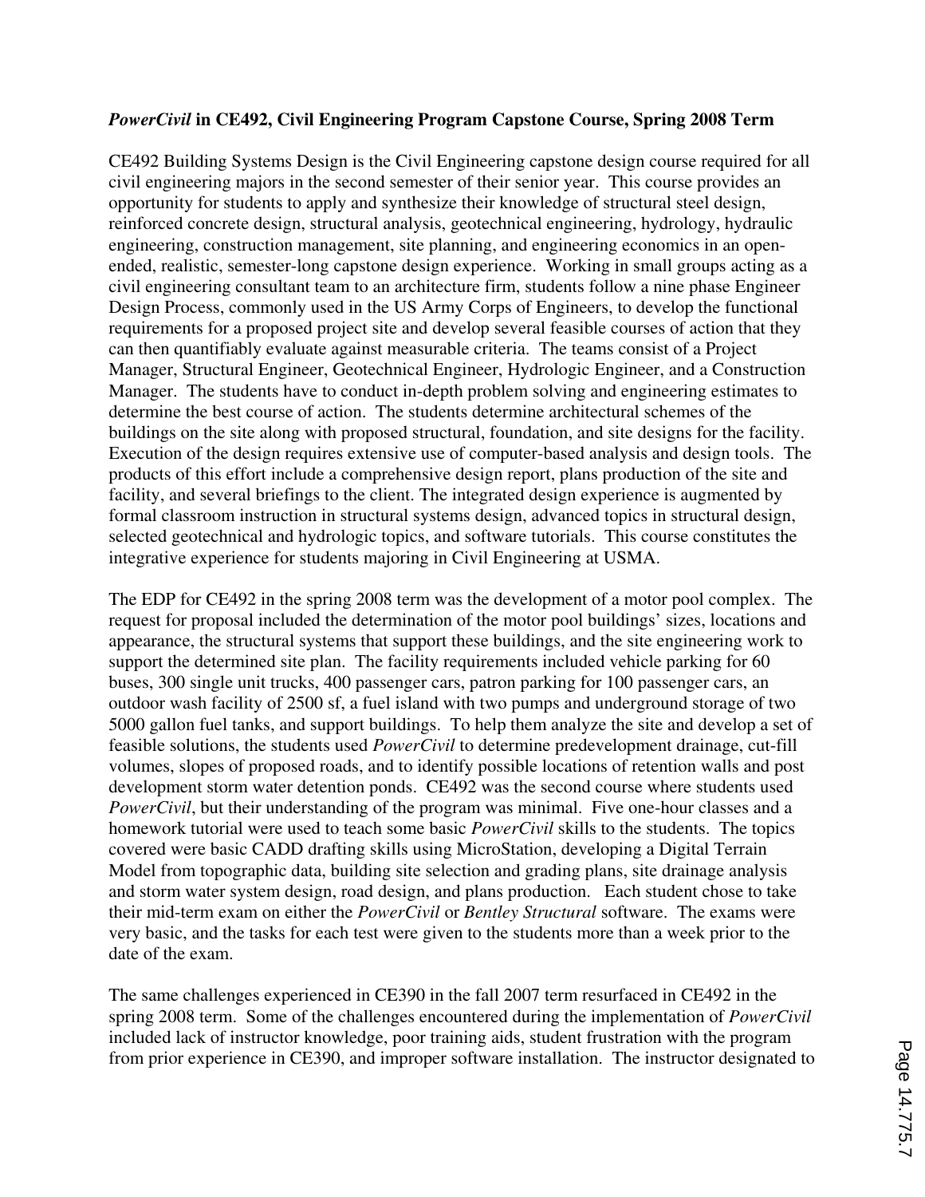### *PowerCivil* in CE492, Civil Engineering Program Capstone Course, Spring 2008 Term

CE492 Building Systems Design is the Civil Engineering capstone design course required for all civil engineering majors in the second semester of their senior year. This course provides an opportunity for students to apply and synthesize their knowledge of structural steel design, reinforced concrete design, structural analysis, geotechnical engineering, hydrology, hydraulic engineering, construction management, site planning, and engineering economics in an open-ended, realistic, semester-long capstone design experience. Working in small groups acting as a civil engineering consultant team to an architecture firm, students follow a nine phase Engineer Design Process, commonly used in the US Army Corps of Engineers, to develop the functional requirements for a proposed project site and develop several feasible courses of action that they can then quantifiably evaluate against measurable criteria. The teams consist of a Project Manager, Structural Engineer, Geotechnical Engineer, Hydrologic Engineer, and a Construction Manager. The students have to conduct in-depth problem solving and engineering estimates to determine the best course of action. The students determine architectural schemes of the buildings on the site along with proposed structural, foundation, and site designs for the facility. Execution of the design requires extensive use of computer-based analysis and design tools. The products of this effort include a comprehensive design report, plans production of the site and facility, and several briefings to the client. The integrated design experience is augmented by formal classroom instruction in structural systems design, advanced topics in structural design, selected geotechnical and hydrologic topics, and software tutorials. This course constitutes the integrative experience for students majoring in Civil Engineering at USMA.

The EDP for CE492 in the spring 2008 term was the development of a motor pool complex. The request for proposal included the determination of the motor pool buildings' sizes, locations and appearance, the structural systems that support these buildings, and the site engineering work to support the determined site plan. The facility requirements included vehicle parking for 60 buses, 300 single unit trucks, 400 passenger cars, patron parking for 100 passenger cars, an outdoor wash facility of 2500 sf, a fuel island with two pumps and underground storage of two 5000 gallon fuel tanks, and support buildings. To help them analyze the site and develop a set of feasible solutions, the students used *PowerCivil* to determine predevelopment drainage, cut-fill volumes, slopes of proposed roads, and to identify possible locations of retention walls and post development storm water detention ponds. CE492 was the second course where students used *PowerCivil*, but their understanding of the program was minimal. Five one-hour classes and a homework tutorial were used to teach some basic *PowerCivil* skills to the students. The topics covered were basic CADD drafting skills using MicroStation, developing a Digital Terrain Model from topographic data, building site selection and grading plans, site drainage analysis and storm water system design, road design, and plans production. Each student chose to take their mid-term exam on either the *PowerCivil* or *Bentley Structural* software. The exams were very basic, and the tasks for each test were given to the students more than a week prior to the date of the exam.

The same challenges experienced in CE390 in the fall 2007 term resurfaced in CE492 in the spring 2008 term. Some of the challenges encountered during the implementation of *PowerCivil* included lack of instructor knowledge, poor training aids, student frustration with the program from prior experience in CE390, and improper software installation. The instructor designated to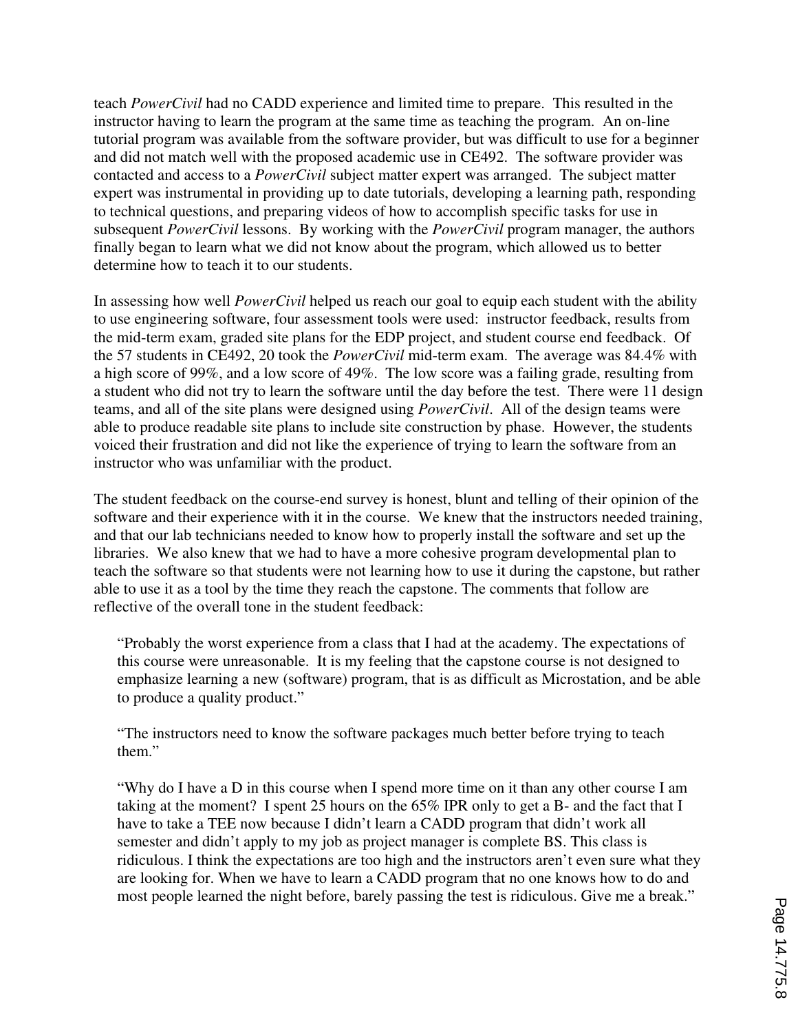teach *PowerCivil* had no CADD experience and limited time to prepare. This resulted in the instructor having to learn the program at the same time as teaching the program. An on-line tutorial program was available from the software provider, but was difficult to use for a beginner and did not match well with the proposed academic use in CE492. The software provider was contacted and access to a *PowerCivil* subject matter expert was arranged. The subject matter expert was instrumental in providing up to date tutorials, developing a learning path, responding to technical questions, and preparing videos of how to accomplish specific tasks for use in subsequent *PowerCivil* lessons. By working with the *PowerCivil* program manager, the authors finally began to learn what we did not know about the program, which allowed us to better determine how to teach it to our students.

In assessing how well *PowerCivil* helped us reach our goal to equip each student with the ability to use engineering software, four assessment tools were used: instructor feedback, results from the mid-term exam, graded site plans for the EDP project, and student course end feedback. Of the 57 students in CE492, 20 took the *PowerCivil* mid-term exam. The average was 84.4% with a high score of 99%, and a low score of 49%. The low score was a failing grade, resulting from a student who did not try to learn the software until the day before the test. There were 11 design teams, and all of the site plans were designed using *PowerCivil*. All of the design teams were able to produce readable site plans to include site construction by phase. However, the students voiced their frustration and did not like the experience of trying to learn the software from an instructor who was unfamiliar with the product.

The student feedback on the course-end survey is honest, blunt and telling of their opinion of the software and their experience with it in the course. We knew that the instructors needed training, and that our lab technicians needed to know how to properly install the software and set up the libraries. We also knew that we had to have a more cohesive program developmental plan to teach the software so that students were not learning how to use it during the capstone, but rather able to use it as a tool by the time they reach the capstone. The comments that follow are reflective of the overall tone in the student feedback:

> "Probably the worst experience from a class that I had at the academy. The expectations of this course were unreasonable. It is my feeling that the capstone course is not designed to emphasize learning a new (software) program, that is as difficult as Microstation, and be able to produce a quality product."

> "The instructors need to know the software packages much better before trying to teach them."

> "Why do I have a D in this course when I spend more time on it than any other course I am taking at the moment? I spent 25 hours on the 65% IPR only to get a B- and the fact that I have to take a TEE now because I didn't learn a CADD program that didn't work all semester and didn't apply to my job as project manager is complete BS. This class is ridiculous. I think the expectations are too high and the instructors aren't even sure what they are looking for. When we have to learn a CADD program that no one knows how to do and most people learned the night before, barely passing the test is ridiculous. Give me a break."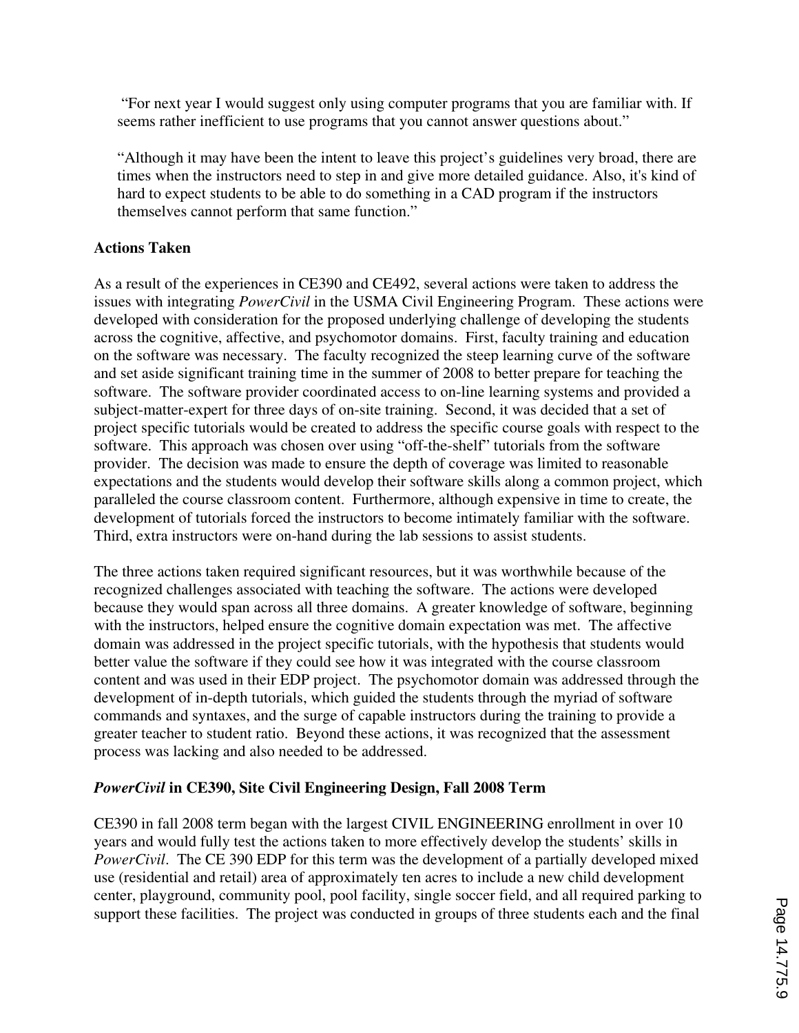"For next year I would suggest only using computer programs that you are familiar with. If seems rather inefficient to use programs that you cannot answer questions about."

"Although it may have been the intent to leave this project's guidelines very broad, there are times when the instructors need to step in and give more detailed guidance. Also, it's kind of hard to expect students to be able to do something in a CAD program if the instructors themselves cannot perform that same function."

**Actions Taken**

As a result of the experiences in CE390 and CE492, several actions were taken to address the issues with integrating *PowerCivil* in the USMA Civil Engineering Program. These actions were developed with consideration for the proposed underlying challenge of developing the students across the cognitive, affective, and psychomotor domains. First, faculty training and education on the software was necessary. The faculty recognized the steep learning curve of the software and set aside significant training time in the summer of 2008 to better prepare for teaching the software. The software provider coordinated access to on-line learning systems and provided a subject-matter-expert for three days of on-site training. Second, it was decided that a set of project specific tutorials would be created to address the specific course goals with respect to the software. This approach was chosen over using "off-the-shelf" tutorials from the software provider. The decision was made to ensure the depth of coverage was limited to reasonable expectations and the students would develop their software skills along a common project, which paralleled the course classroom content. Furthermore, although expensive in time to create, the development of tutorials forced the instructors to become intimately familiar with the software. Third, extra instructors were on-hand during the lab sessions to assist students.

The three actions taken required significant resources, but it was worthwhile because of the recognized challenges associated with teaching the software. The actions were developed because they would span across all three domains. A greater knowledge of software, beginning with the instructors, helped ensure the cognitive domain expectation was met. The affective domain was addressed in the project specific tutorials, with the hypothesis that students would better value the software if they could see how it was integrated with the course classroom content and was used in their EDP project. The psychomotor domain was addressed through the development of in-depth tutorials, which guided the students through the myriad of software commands and syntaxes, and the surge of capable instructors during the training to provide a greater teacher to student ratio. Beyond these actions, it was recognized that the assessment process was lacking and also needed to be addressed.

***PowerCivil* in CE390, Site Civil Engineering Design, Fall 2008 Term**

CE390 in fall 2008 term began with the largest CIVIL ENGINEERING enrollment in over 10 years and would fully test the actions taken to more effectively develop the students' skills in *PowerCivil*. The CE 390 EDP for this term was the development of a partially developed mixed use (residential and retail) area of approximately ten acres to include a new child development center, playground, community pool, pool facility, single soccer field, and all required parking to support these facilities. The project was conducted in groups of three students each and the final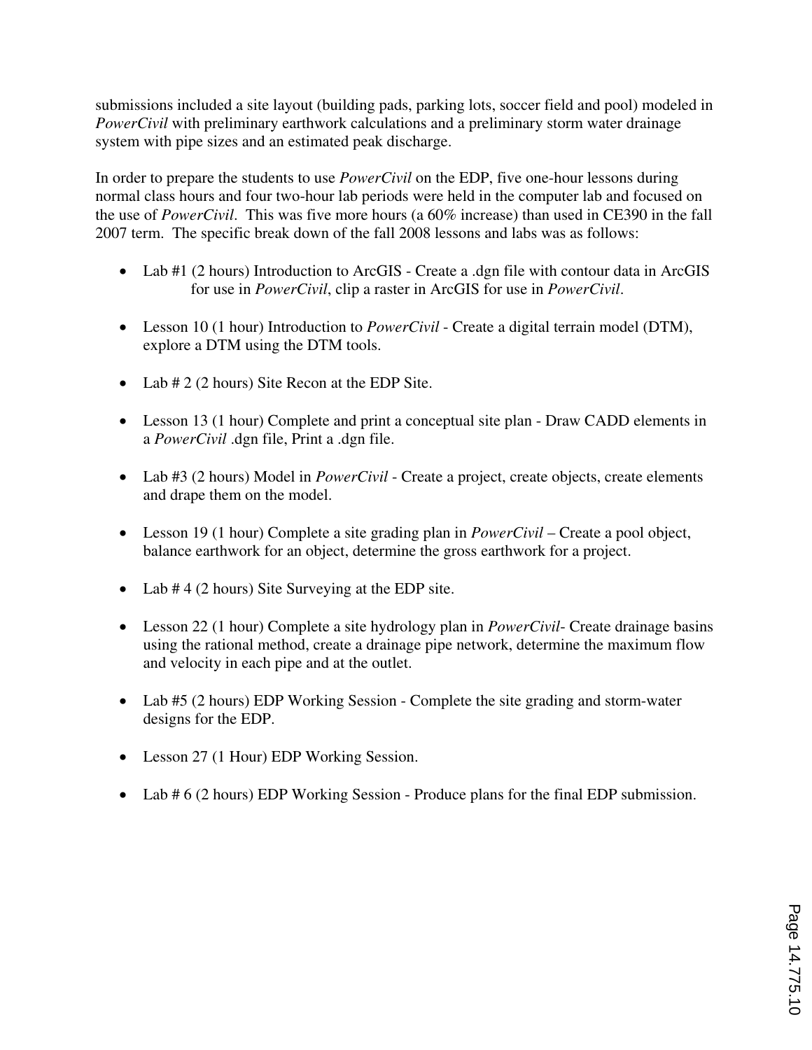submissions included a site layout (building pads, parking lots, soccer field and pool) modeled in *PowerCivil* with preliminary earthwork calculations and a preliminary storm water drainage system with pipe sizes and an estimated peak discharge.

In order to prepare the students to use *PowerCivil* on the EDP, five one-hour lessons during normal class hours and four two-hour lab periods were held in the computer lab and focused on the use of *PowerCivil*. This was five more hours (a 60% increase) than used in CE390 in the fall 2007 term. The specific break down of the fall 2008 lessons and labs was as follows:

- Lab #1 (2 hours) Introduction to ArcGIS - Create a .dgn file with contour data in ArcGIS for use in *PowerCivil*, clip a raster in ArcGIS for use in *PowerCivil*.

- Lesson 10 (1 hour) Introduction to *PowerCivil* - Create a digital terrain model (DTM), explore a DTM using the DTM tools.

- Lab # 2 (2 hours) Site Recon at the EDP Site.

- Lesson 13 (1 hour) Complete and print a conceptual site plan - Draw CADD elements in a *PowerCivil* .dgn file, Print a .dgn file.

- Lab #3 (2 hours) Model in *PowerCivil* - Create a project, create objects, create elements and drape them on the model.

- Lesson 19 (1 hour) Complete a site grading plan in *PowerCivil* – Create a pool object, balance earthwork for an object, determine the gross earthwork for a project.

- Lab # 4 (2 hours) Site Surveying at the EDP site.

- Lesson 22 (1 hour) Complete a site hydrology plan in *PowerCivil*- Create drainage basins using the rational method, create a drainage pipe network, determine the maximum flow and velocity in each pipe and at the outlet.

- Lab #5 (2 hours) EDP Working Session - Complete the site grading and storm-water designs for the EDP.

- Lesson 27 (1 Hour) EDP Working Session.

- Lab # 6 (2 hours) EDP Working Session - Produce plans for the final EDP submission.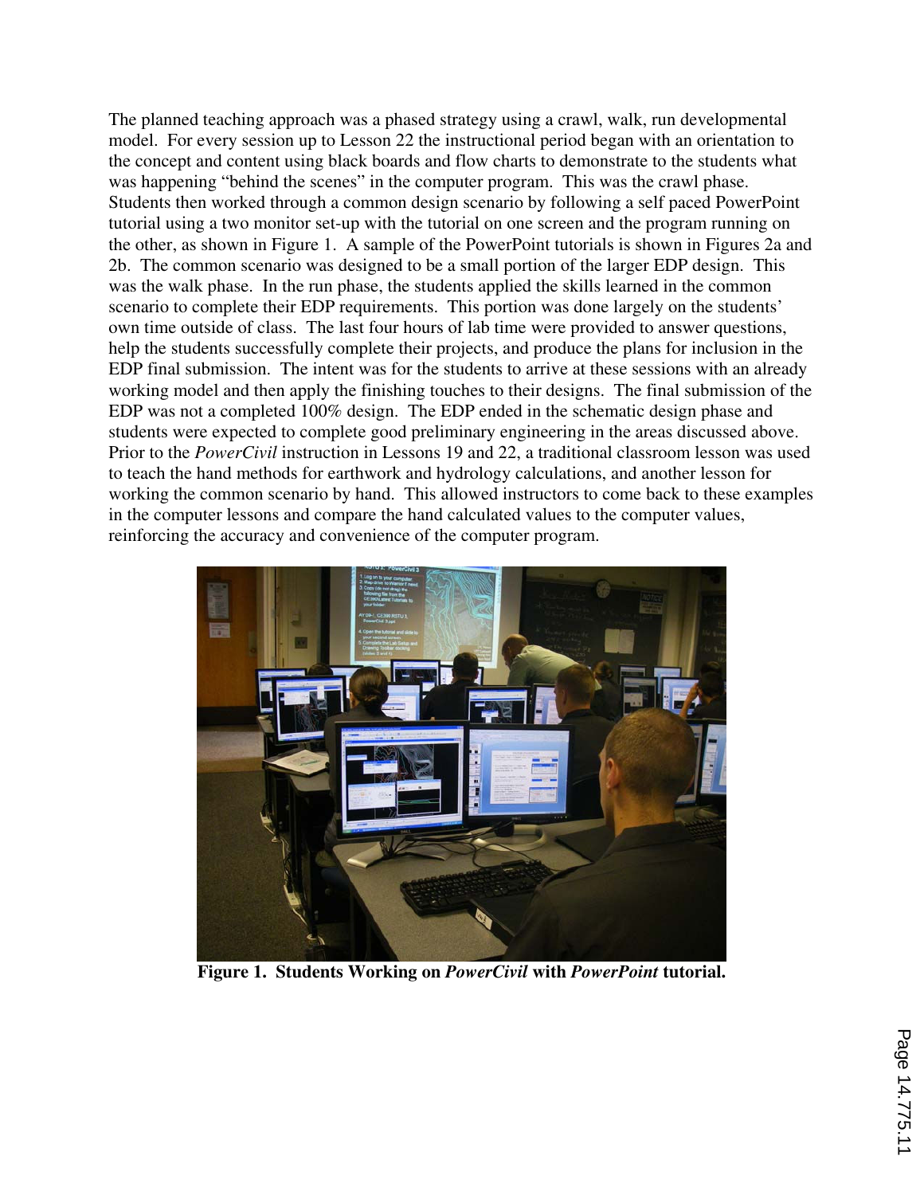The planned teaching approach was a phased strategy using a crawl, walk, run developmental model. For every session up to Lesson 22 the instructional period began with an orientation to the concept and content using black boards and flow charts to demonstrate to the students what was happening "behind the scenes" in the computer program. This was the crawl phase. Students then worked through a common design scenario by following a self paced PowerPoint tutorial using a two monitor set-up with the tutorial on one screen and the program running on the other, as shown in Figure 1. A sample of the PowerPoint tutorials is shown in Figures 2a and 2b. The common scenario was designed to be a small portion of the larger EDP design. This was the walk phase. In the run phase, the students applied the skills learned in the common scenario to complete their EDP requirements. This portion was done largely on the students' own time outside of class. The last four hours of lab time were provided to answer questions, help the students successfully complete their projects, and produce the plans for inclusion in the EDP final submission. The intent was for the students to arrive at these sessions with an already working model and then apply the finishing touches to their designs. The final submission of the EDP was not a completed 100% design. The EDP ended in the schematic design phase and students were expected to complete good preliminary engineering in the areas discussed above. Prior to the *PowerCivil* instruction in Lessons 19 and 22, a traditional classroom lesson was used to teach the hand methods for earthwork and hydrology calculations, and another lesson for working the common scenario by hand. This allowed instructors to come back to these examples in the computer lessons and compare the hand calculated values to the computer values, reinforcing the accuracy and convenience of the computer program.

**Figure 1. Students Working on *PowerCivil* with *PowerPoint* tutorial.**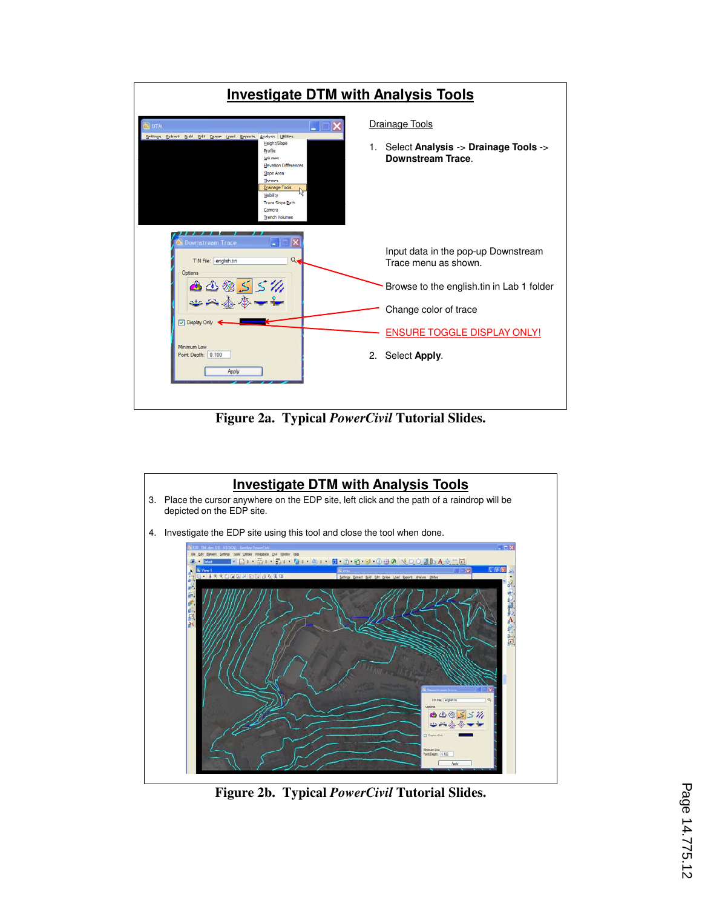## Investigate DTM with Analysis Tools

Drainage Tools

1. Select **Analysis** -> **Drainage Tools** -> **Downstream Trace**.

Input data in the pop-up Downstream Trace menu as shown.

Browse to the english.tin in Lab 1 folder

Change color of trace

ENSURE TOGGLE DISPLAY ONLY!

2. Select **Apply**.

**Figure 2a. Typical *PowerCivil* Tutorial Slides.**

## Investigate DTM with Analysis Tools

3. Place the cursor anywhere on the EDP site, left click and the path of a raindrop will be depicted on the EDP site.

4. Investigate the EDP site using this tool and close the tool when done.

**Figure 2b. Typical *PowerCivil* Tutorial Slides.**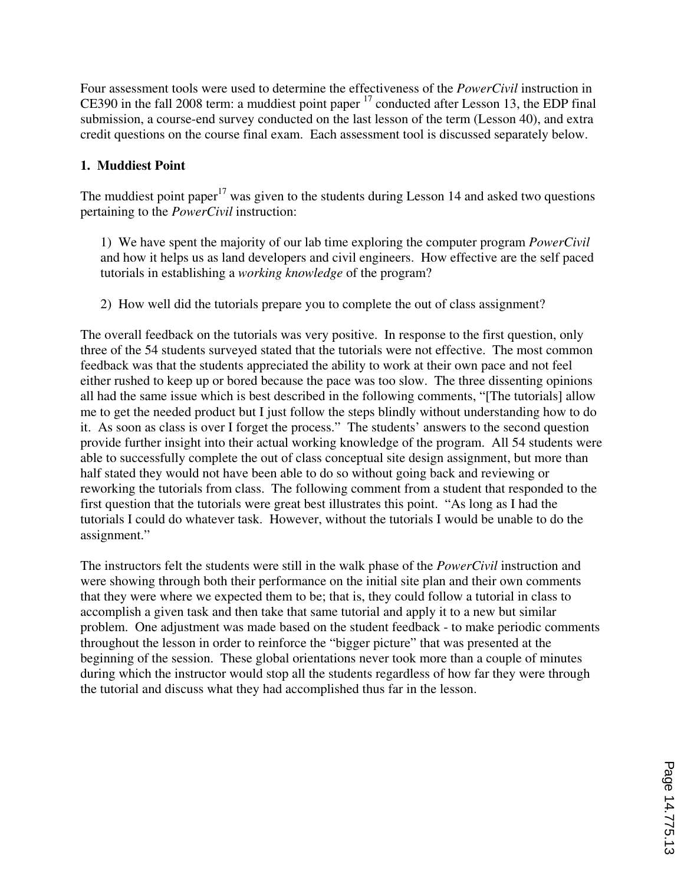Four assessment tools were used to determine the effectiveness of the *PowerCivil* instruction in CE390 in the fall 2008 term: a muddiest point paper [17] conducted after Lesson 13, the EDP final submission, a course-end survey conducted on the last lesson of the term (Lesson 40), and extra credit questions on the course final exam. Each assessment tool is discussed separately below.

**1. Muddiest Point**

The muddiest point paper[17] was given to the students during Lesson 14 and asked two questions pertaining to the *PowerCivil* instruction:

1) We have spent the majority of our lab time exploring the computer program *PowerCivil* and how it helps us as land developers and civil engineers. How effective are the self paced tutorials in establishing a *working knowledge* of the program?

2) How well did the tutorials prepare you to complete the out of class assignment?

The overall feedback on the tutorials was very positive. In response to the first question, only three of the 54 students surveyed stated that the tutorials were not effective. The most common feedback was that the students appreciated the ability to work at their own pace and not feel either rushed to keep up or bored because the pace was too slow. The three dissenting opinions all had the same issue which is best described in the following comments, "[The tutorials] allow me to get the needed product but I just follow the steps blindly without understanding how to do it. As soon as class is over I forget the process." The students' answers to the second question provide further insight into their actual working knowledge of the program. All 54 students were able to successfully complete the out of class conceptual site design assignment, but more than half stated they would not have been able to do so without going back and reviewing or reworking the tutorials from class. The following comment from a student that responded to the first question that the tutorials were great best illustrates this point. "As long as I had the tutorials I could do whatever task. However, without the tutorials I would be unable to do the assignment."

The instructors felt the students were still in the walk phase of the *PowerCivil* instruction and were showing through both their performance on the initial site plan and their own comments that they were where we expected them to be; that is, they could follow a tutorial in class to accomplish a given task and then take that same tutorial and apply it to a new but similar problem. One adjustment was made based on the student feedback - to make periodic comments throughout the lesson in order to reinforce the "bigger picture" that was presented at the beginning of the session. These global orientations never took more than a couple of minutes during which the instructor would stop all the students regardless of how far they were through the tutorial and discuss what they had accomplished thus far in the lesson.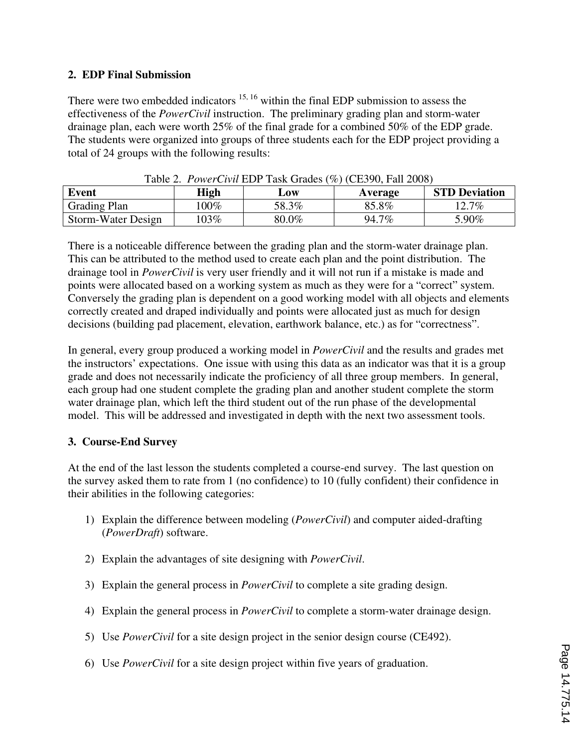### 2. EDP Final Submission

There were two embedded indicators [15, 16] within the final EDP submission to assess the effectiveness of the *PowerCivil* instruction. The preliminary grading plan and storm-water drainage plan, each were worth 25% of the final grade for a combined 50% of the EDP grade. The students were organized into groups of three students each for the EDP project providing a total of 24 groups with the following results:

Table 2. *PowerCivil* EDP Task Grades (%) (CE390, Fall 2008)

| Event | High | Low | Average | STD Deviation |
|---|---|---|---|---|
| Grading Plan | 100% | 58.3% | 85.8% | 12.7% |
| Storm-Water Design | 103% | 80.0% | 94.7% | 5.90% |

There is a noticeable difference between the grading plan and the storm-water drainage plan. This can be attributed to the method used to create each plan and the point distribution. The drainage tool in *PowerCivil* is very user friendly and it will not run if a mistake is made and points were allocated based on a working system as much as they were for a "correct" system. Conversely the grading plan is dependent on a good working model with all objects and elements correctly created and draped individually and points were allocated just as much for design decisions (building pad placement, elevation, earthwork balance, etc.) as for "correctness".

In general, every group produced a working model in *PowerCivil* and the results and grades met the instructors' expectations. One issue with using this data as an indicator was that it is a group grade and does not necessarily indicate the proficiency of all three group members. In general, each group had one student complete the grading plan and another student complete the storm water drainage plan, which left the third student out of the run phase of the developmental model. This will be addressed and investigated in depth with the next two assessment tools.

### 3. Course-End Survey

At the end of the last lesson the students completed a course-end survey. The last question on the survey asked them to rate from 1 (no confidence) to 10 (fully confident) their confidence in their abilities in the following categories:

1) Explain the difference between modeling (*PowerCivil*) and computer aided-drafting (*PowerDraft*) software.

2) Explain the advantages of site designing with *PowerCivil*.

3) Explain the general process in *PowerCivil* to complete a site grading design.

4) Explain the general process in *PowerCivil* to complete a storm-water drainage design.

5) Use *PowerCivil* for a site design project in the senior design course (CE492).

6) Use *PowerCivil* for a site design project within five years of graduation.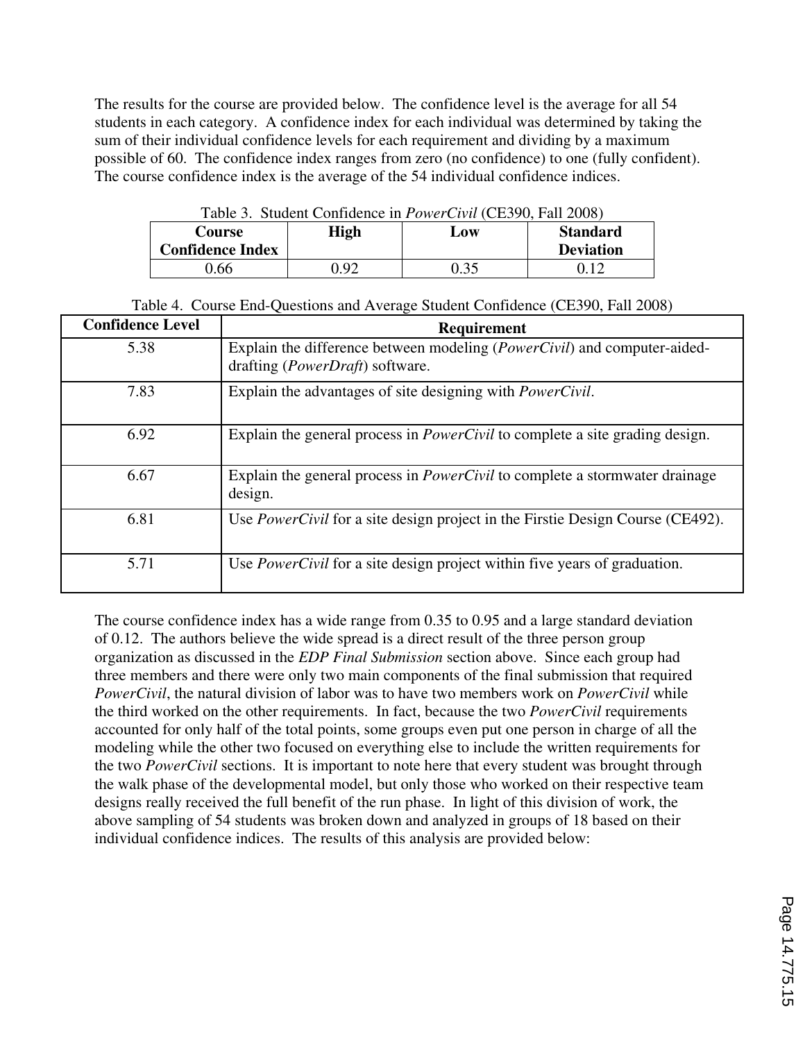The results for the course are provided below. The confidence level is the average for all 54 students in each category. A confidence index for each individual was determined by taking the sum of their individual confidence levels for each requirement and dividing by a maximum possible of 60. The confidence index ranges from zero (no confidence) to one (fully confident). The course confidence index is the average of the 54 individual confidence indices.

Table 3. Student Confidence in *PowerCivil* (CE390, Fall 2008)

| Course Confidence Index | High | Low | Standard Deviation |
|---|---|---|---|
| 0.66 | 0.92 | 0.35 | 0.12 |

Table 4. Course End-Questions and Average Student Confidence (CE390, Fall 2008)

| Confidence Level | Requirement |
|---|---|
| 5.38 | Explain the difference between modeling (*PowerCivil*) and computer-aided-drafting (*PowerDraft*) software. |
| 7.83 | Explain the advantages of site designing with *PowerCivil*. |
| 6.92 | Explain the general process in *PowerCivil* to complete a site grading design. |
| 6.67 | Explain the general process in *PowerCivil* to complete a stormwater drainage design. |
| 6.81 | Use *PowerCivil* for a site design project in the Firstie Design Course (CE492). |
| 5.71 | Use *PowerCivil* for a site design project within five years of graduation. |

The course confidence index has a wide range from 0.35 to 0.95 and a large standard deviation of 0.12. The authors believe the wide spread is a direct result of the three person group organization as discussed in the *EDP Final Submission* section above. Since each group had three members and there were only two main components of the final submission that required *PowerCivil*, the natural division of labor was to have two members work on *PowerCivil* while the third worked on the other requirements. In fact, because the two *PowerCivil* requirements accounted for only half of the total points, some groups even put one person in charge of all the modeling while the other two focused on everything else to include the written requirements for the two *PowerCivil* sections. It is important to note here that every student was brought through the walk phase of the developmental model, but only those who worked on their respective team designs really received the full benefit of the run phase. In light of this division of work, the above sampling of 54 students was broken down and analyzed in groups of 18 based on their individual confidence indices. The results of this analysis are provided below: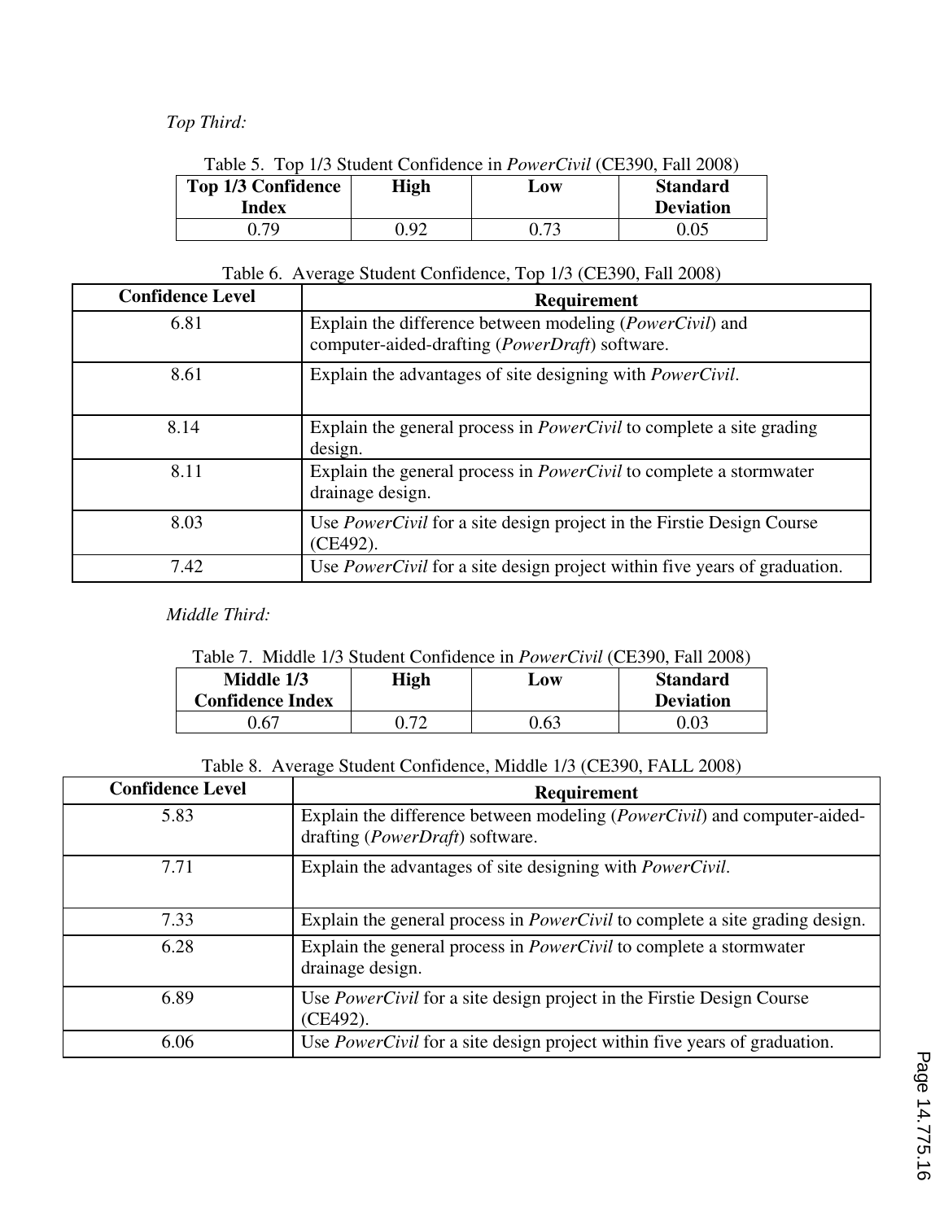*Top Third:*

Table 5. Top 1/3 Student Confidence in *PowerCivil* (CE390, Fall 2008)

| Top 1/3 Confidence Index | High | Low | Standard Deviation |
|---|---|---|---|
| 0.79 | 0.92 | 0.73 | 0.05 |

Table 6. Average Student Confidence, Top 1/3 (CE390, Fall 2008)

| Confidence Level | Requirement |
|---|---|
| 6.81 | Explain the difference between modeling (*PowerCivil*) and computer-aided-drafting (*PowerDraft*) software. |
| 8.61 | Explain the advantages of site designing with *PowerCivil*. |
| 8.14 | Explain the general process in *PowerCivil* to complete a site grading design. |
| 8.11 | Explain the general process in *PowerCivil* to complete a stormwater drainage design. |
| 8.03 | Use *PowerCivil* for a site design project in the Firstie Design Course (CE492). |
| 7.42 | Use *PowerCivil* for a site design project within five years of graduation. |

*Middle Third:*

Table 7. Middle 1/3 Student Confidence in *PowerCivil* (CE390, Fall 2008)

| Middle 1/3 Confidence Index | High | Low | Standard Deviation |
|---|---|---|---|
| 0.67 | 0.72 | 0.63 | 0.03 |

Table 8. Average Student Confidence, Middle 1/3 (CE390, FALL 2008)

| Confidence Level | Requirement |
|---|---|
| 5.83 | Explain the difference between modeling (*PowerCivil*) and computer-aided-drafting (*PowerDraft*) software. |
| 7.71 | Explain the advantages of site designing with *PowerCivil*. |
| 7.33 | Explain the general process in *PowerCivil* to complete a site grading design. |
| 6.28 | Explain the general process in *PowerCivil* to complete a stormwater drainage design. |
| 6.89 | Use *PowerCivil* for a site design project in the Firstie Design Course (CE492). |
| 6.06 | Use *PowerCivil* for a site design project within five years of graduation. |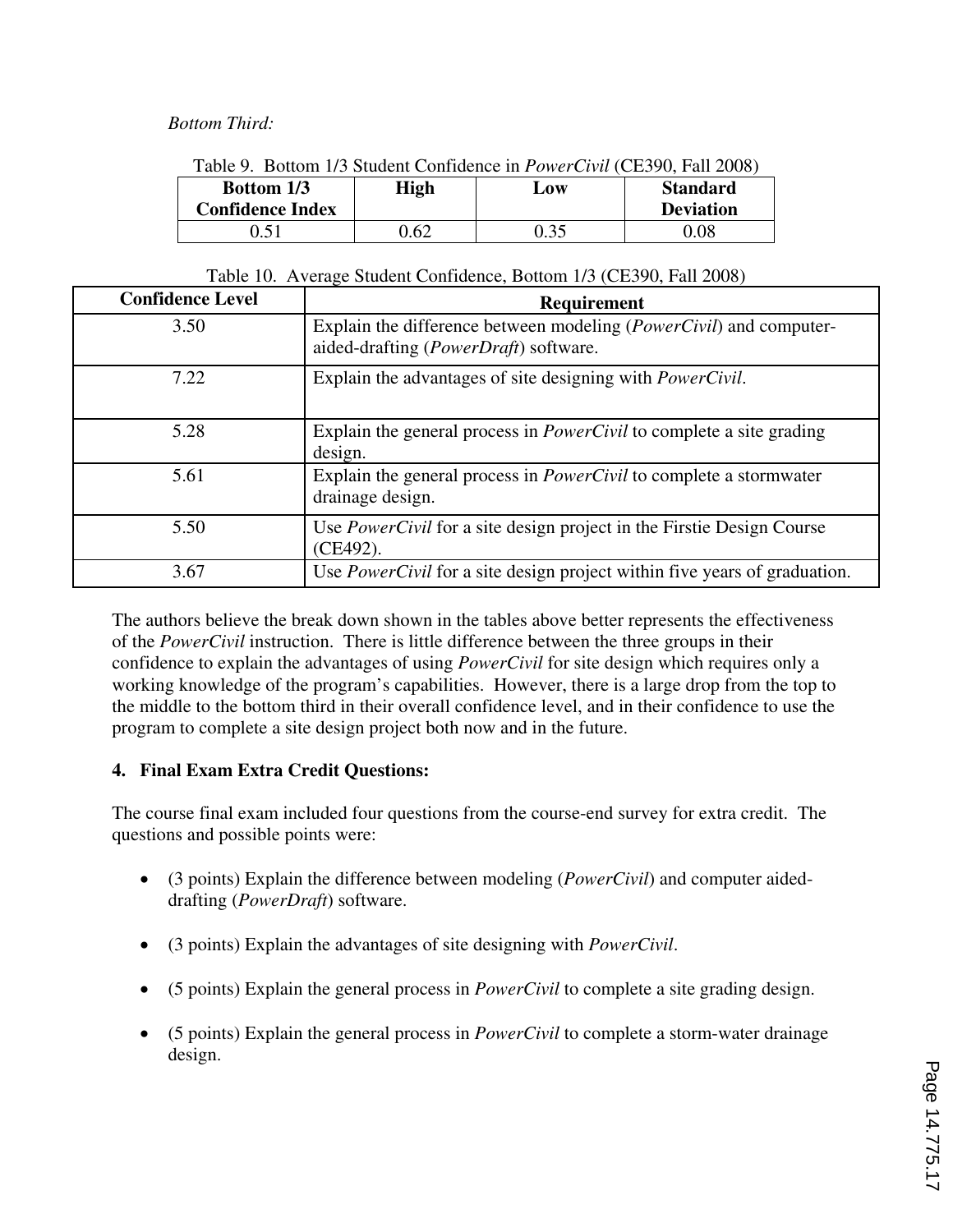*Bottom Third:*

Table 9. Bottom 1/3 Student Confidence in *PowerCivil* (CE390, Fall 2008)

| Bottom 1/3 Confidence Index | High | Low | Standard Deviation |
|---|---|---|---|
| 0.51 | 0.62 | 0.35 | 0.08 |

Table 10. Average Student Confidence, Bottom 1/3 (CE390, Fall 2008)

| Confidence Level | Requirement |
|---|---|
| 3.50 | Explain the difference between modeling (*PowerCivil*) and computer-aided-drafting (*PowerDraft*) software. |
| 7.22 | Explain the advantages of site designing with *PowerCivil*. |
| 5.28 | Explain the general process in *PowerCivil* to complete a site grading design. |
| 5.61 | Explain the general process in *PowerCivil* to complete a stormwater drainage design. |
| 5.50 | Use *PowerCivil* for a site design project in the Firstie Design Course (CE492). |
| 3.67 | Use *PowerCivil* for a site design project within five years of graduation. |

The authors believe the break down shown in the tables above better represents the effectiveness of the *PowerCivil* instruction. There is little difference between the three groups in their confidence to explain the advantages of using *PowerCivil* for site design which requires only a working knowledge of the program's capabilities. However, there is a large drop from the top to the middle to the bottom third in their overall confidence level, and in their confidence to use the program to complete a site design project both now and in the future.

## 4. Final Exam Extra Credit Questions:

The course final exam included four questions from the course-end survey for extra credit. The questions and possible points were:

- (3 points) Explain the difference between modeling (*PowerCivil*) and computer aided-drafting (*PowerDraft*) software.
- (3 points) Explain the advantages of site designing with *PowerCivil*.
- (5 points) Explain the general process in *PowerCivil* to complete a site grading design.
- (5 points) Explain the general process in *PowerCivil* to complete a storm-water drainage design.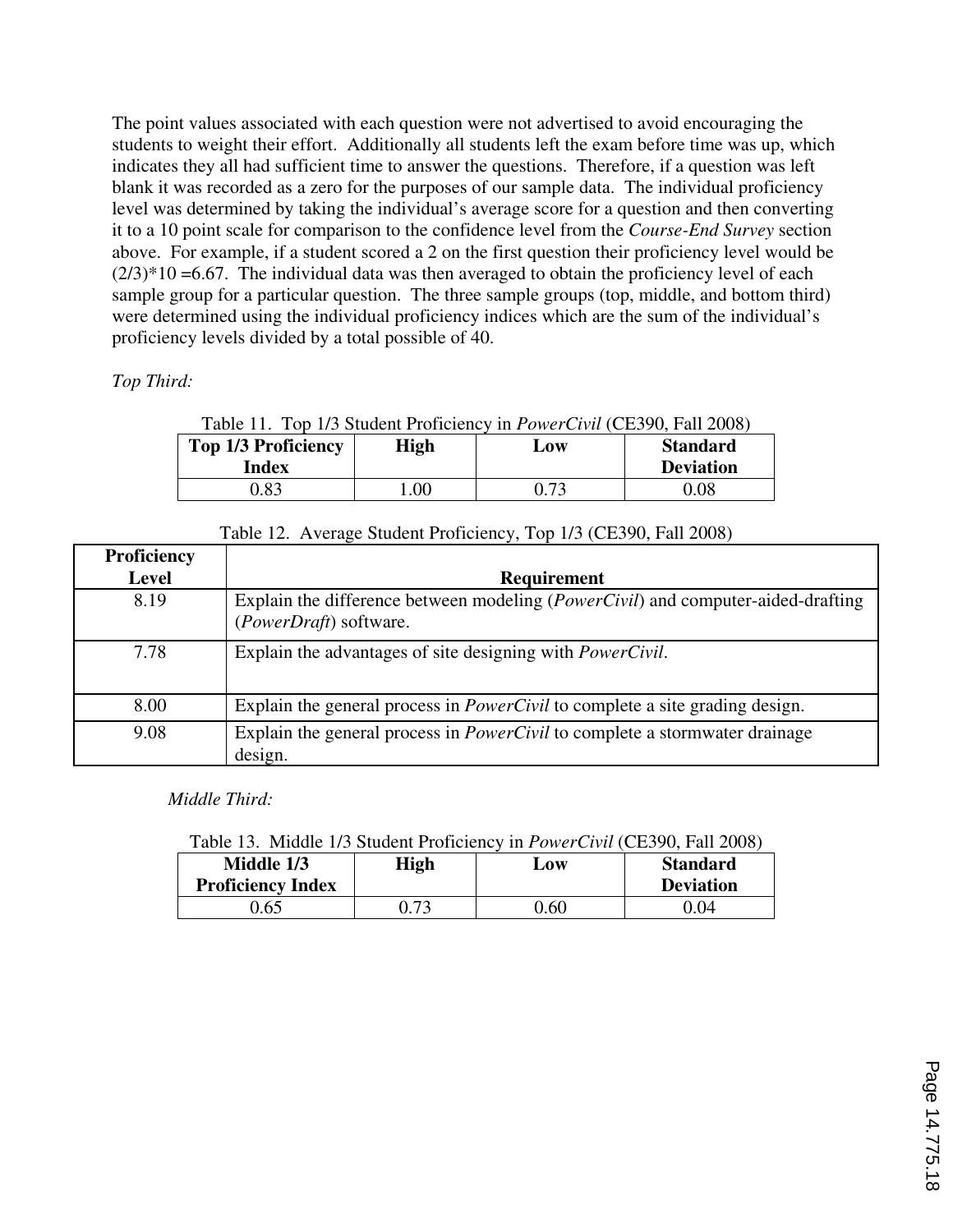The point values associated with each question were not advertised to avoid encouraging the students to weight their effort. Additionally all students left the exam before time was up, which indicates they all had sufficient time to answer the questions. Therefore, if a question was left blank it was recorded as a zero for the purposes of our sample data. The individual proficiency level was determined by taking the individual's average score for a question and then converting it to a 10 point scale for comparison to the confidence level from the *Course-End Survey* section above. For example, if a student scored a 2 on the first question their proficiency level would be $(2/3)*10 = 6.67$. The individual data was then averaged to obtain the proficiency level of each sample group for a particular question. The three sample groups (top, middle, and bottom third) were determined using the individual proficiency indices which are the sum of the individual's proficiency levels divided by a total possible of 40.

*Top Third:*

Table 11. Top 1/3 Student Proficiency in *PowerCivil* (CE390, Fall 2008)

| Top 1/3 Proficiency Index | High | Low | Standard Deviation |
|---|---|---|---|
| 0.83 | 1.00 | 0.73 | 0.08 |

Table 12. Average Student Proficiency, Top 1/3 (CE390, Fall 2008)

| Proficiency Level | Requirement |
|---|---|
| 8.19 | Explain the difference between modeling (*PowerCivil*) and computer-aided-drafting (*PowerDraft*) software. |
| 7.78 | Explain the advantages of site designing with *PowerCivil*. |
| 8.00 | Explain the general process in *PowerCivil* to complete a site grading design. |
| 9.08 | Explain the general process in *PowerCivil* to complete a stormwater drainage design. |

*Middle Third:*

Table 13. Middle 1/3 Student Proficiency in *PowerCivil* (CE390, Fall 2008)

| Middle 1/3 Proficiency Index | High | Low | Standard Deviation |
|---|---|---|---|
| 0.65 | 0.73 | 0.60 | 0.04 |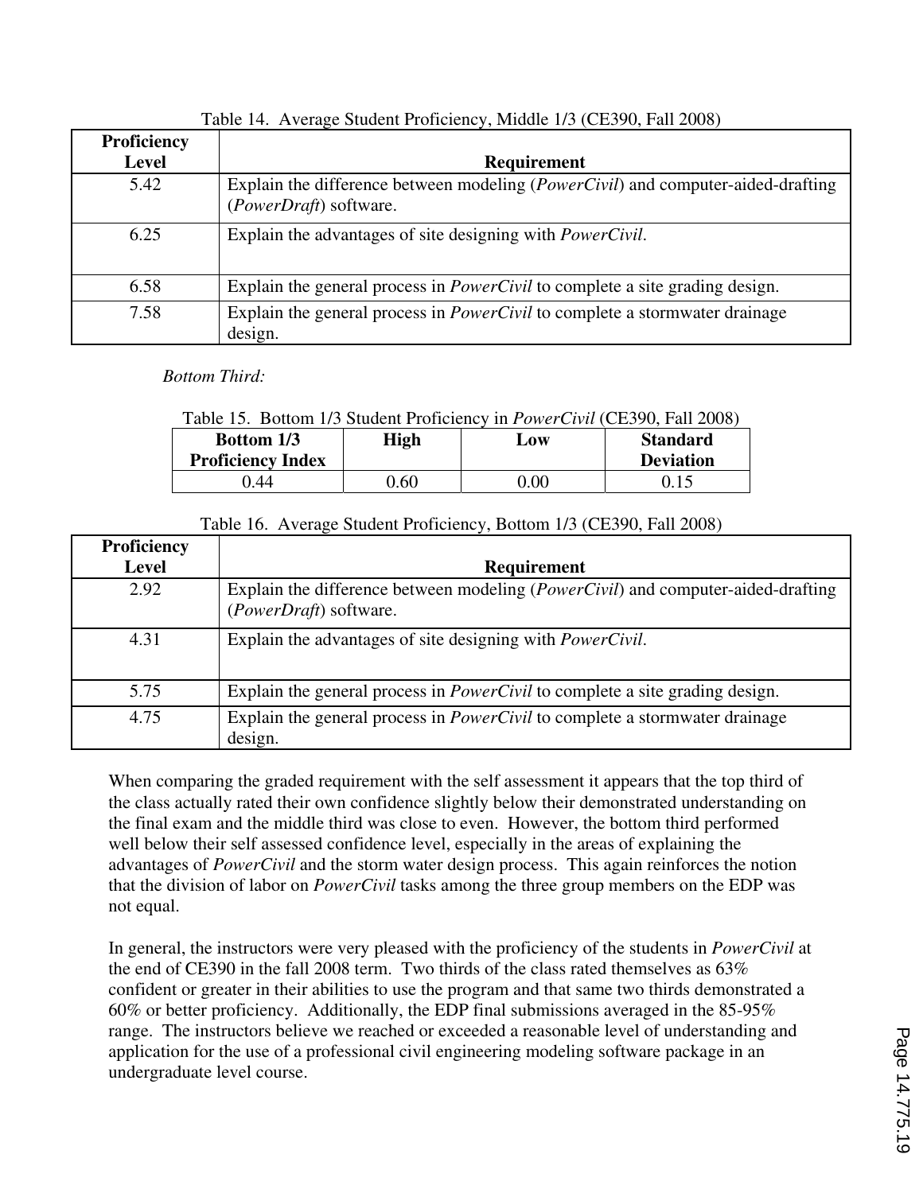Table 14. Average Student Proficiency, Middle 1/3 (CE390, Fall 2008)

| Proficiency Level | Requirement |
|---|---|
| 5.42 | Explain the difference between modeling (*PowerCivil*) and computer-aided-drafting (*PowerDraft*) software. |
| 6.25 | Explain the advantages of site designing with *PowerCivil*. |
| 6.58 | Explain the general process in *PowerCivil* to complete a site grading design. |
| 7.58 | Explain the general process in *PowerCivil* to complete a stormwater drainage design. |

*Bottom Third:*

Table 15. Bottom 1/3 Student Proficiency in *PowerCivil* (CE390, Fall 2008)

| Bottom 1/3 Proficiency Index | High | Low | Standard Deviation |
|---|---|---|---|
| 0.44 | 0.60 | 0.00 | 0.15 |

Table 16. Average Student Proficiency, Bottom 1/3 (CE390, Fall 2008)

| Proficiency Level | Requirement |
|---|---|
| 2.92 | Explain the difference between modeling (*PowerCivil*) and computer-aided-drafting (*PowerDraft*) software. |
| 4.31 | Explain the advantages of site designing with *PowerCivil*. |
| 5.75 | Explain the general process in *PowerCivil* to complete a site grading design. |
| 4.75 | Explain the general process in *PowerCivil* to complete a stormwater drainage design. |

When comparing the graded requirement with the self assessment it appears that the top third of the class actually rated their own confidence slightly below their demonstrated understanding on the final exam and the middle third was close to even. However, the bottom third performed well below their self assessed confidence level, especially in the areas of explaining the advantages of *PowerCivil* and the storm water design process. This again reinforces the notion that the division of labor on *PowerCivil* tasks among the three group members on the EDP was not equal.

In general, the instructors were very pleased with the proficiency of the students in *PowerCivil* at the end of CE390 in the fall 2008 term. Two thirds of the class rated themselves as 63% confident or greater in their abilities to use the program and that same two thirds demonstrated a 60% or better proficiency. Additionally, the EDP final submissions averaged in the 85-95% range. The instructors believe we reached or exceeded a reasonable level of understanding and application for the use of a professional civil engineering modeling software package in an undergraduate level course.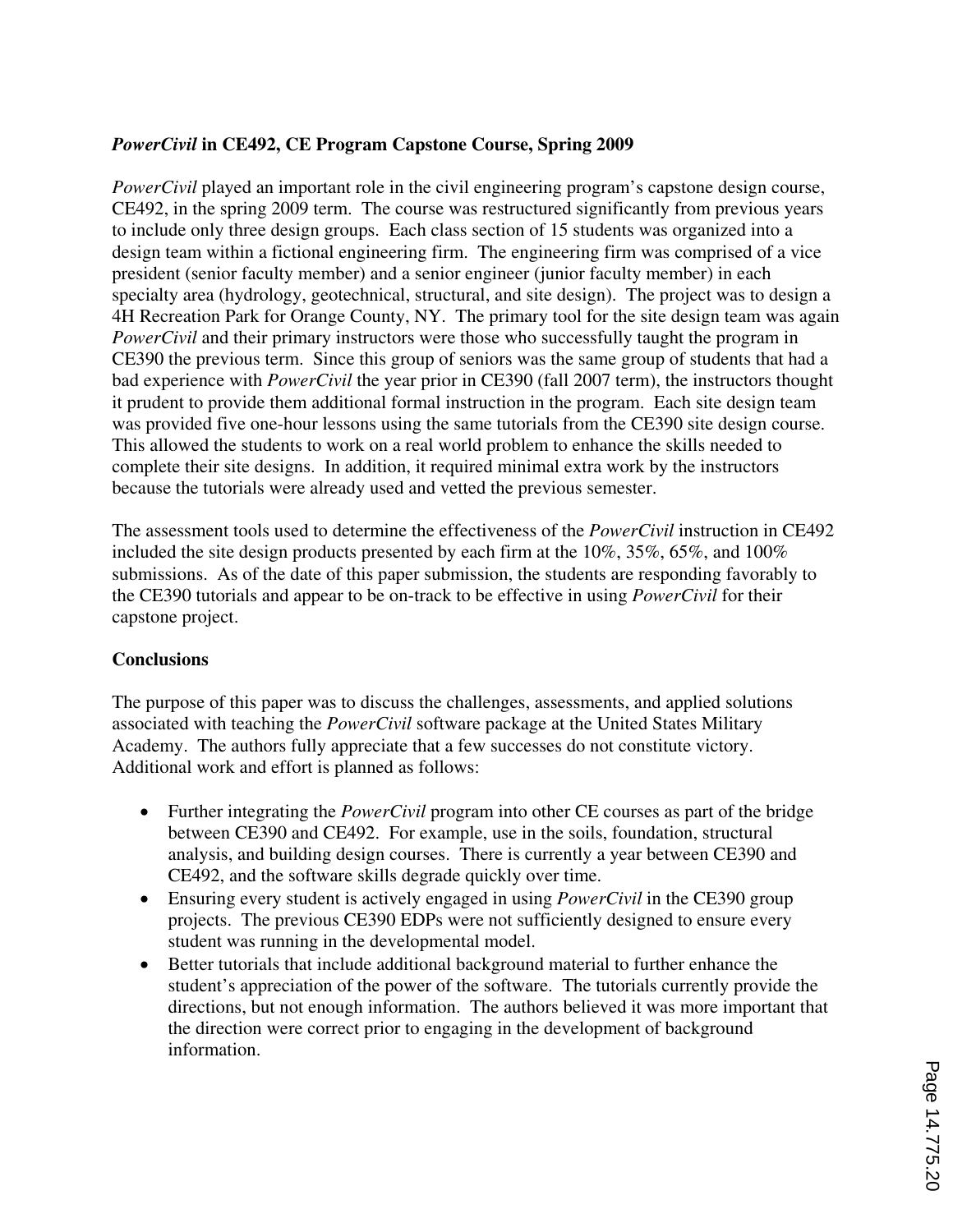***PowerCivil* in CE492, CE Program Capstone Course, Spring 2009**

*PowerCivil* played an important role in the civil engineering program's capstone design course, CE492, in the spring 2009 term. The course was restructured significantly from previous years to include only three design groups. Each class section of 15 students was organized into a design team within a fictional engineering firm. The engineering firm was comprised of a vice president (senior faculty member) and a senior engineer (junior faculty member) in each specialty area (hydrology, geotechnical, structural, and site design). The project was to design a 4H Recreation Park for Orange County, NY. The primary tool for the site design team was again *PowerCivil* and their primary instructors were those who successfully taught the program in CE390 the previous term. Since this group of seniors was the same group of students that had a bad experience with *PowerCivil* the year prior in CE390 (fall 2007 term), the instructors thought it prudent to provide them additional formal instruction in the program. Each site design team was provided five one-hour lessons using the same tutorials from the CE390 site design course. This allowed the students to work on a real world problem to enhance the skills needed to complete their site designs. In addition, it required minimal extra work by the instructors because the tutorials were already used and vetted the previous semester.

The assessment tools used to determine the effectiveness of the *PowerCivil* instruction in CE492 included the site design products presented by each firm at the 10%, 35%, 65%, and 100% submissions. As of the date of this paper submission, the students are responding favorably to the CE390 tutorials and appear to be on-track to be effective in using *PowerCivil* for their capstone project.

**Conclusions**

The purpose of this paper was to discuss the challenges, assessments, and applied solutions associated with teaching the *PowerCivil* software package at the United States Military Academy. The authors fully appreciate that a few successes do not constitute victory. Additional work and effort is planned as follows:

- Further integrating the *PowerCivil* program into other CE courses as part of the bridge between CE390 and CE492. For example, use in the soils, foundation, structural analysis, and building design courses. There is currently a year between CE390 and CE492, and the software skills degrade quickly over time.
- Ensuring every student is actively engaged in using *PowerCivil* in the CE390 group projects. The previous CE390 EDPs were not sufficiently designed to ensure every student was running in the developmental model.
- Better tutorials that include additional background material to further enhance the student's appreciation of the power of the software. The tutorials currently provide the directions, but not enough information. The authors believed it was more important that the direction were correct prior to engaging in the development of background information.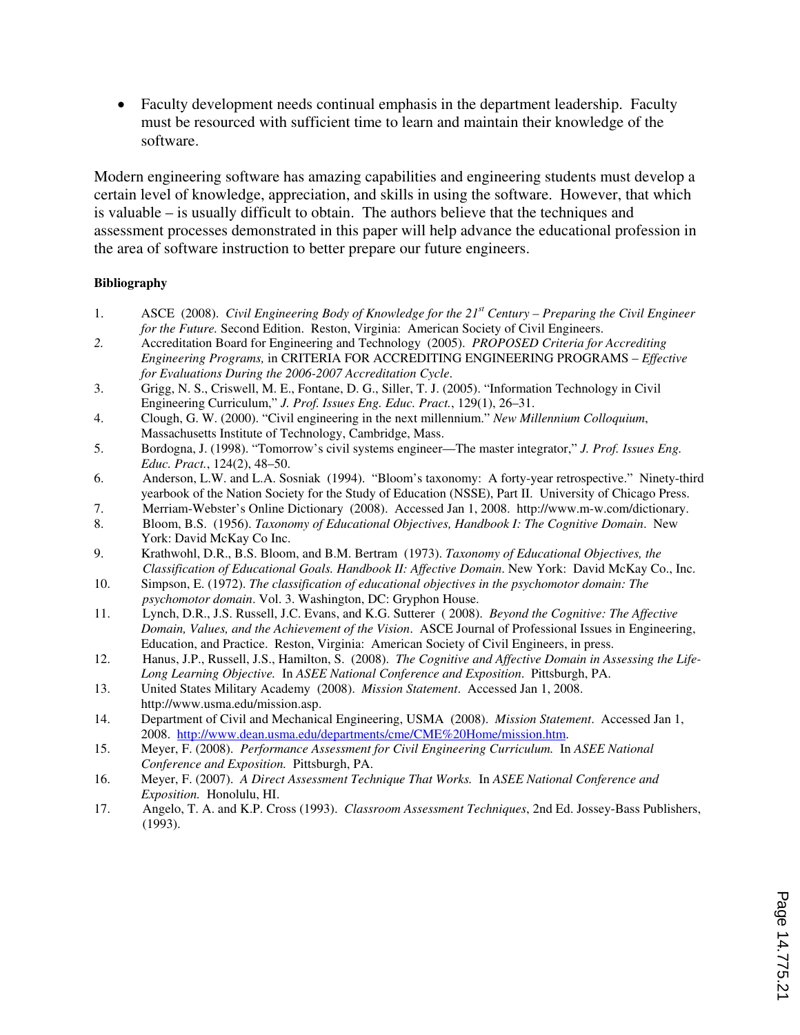- Faculty development needs continual emphasis in the department leadership. Faculty must be resourced with sufficient time to learn and maintain their knowledge of the software.

Modern engineering software has amazing capabilities and engineering students must develop a certain level of knowledge, appreciation, and skills in using the software. However, that which is valuable – is usually difficult to obtain. The authors believe that the techniques and assessment processes demonstrated in this paper will help advance the educational profession in the area of software instruction to better prepare our future engineers.

**Bibliography**

1. ASCE (2008). *Civil Engineering Body of Knowledge for the 21st Century – Preparing the Civil Engineer for the Future.* Second Edition. Reston, Virginia: American Society of Civil Engineers.
2. Accreditation Board for Engineering and Technology (2005). *PROPOSED Criteria for Accrediting Engineering Programs,* in CRITERIA FOR ACCREDITING ENGINEERING PROGRAMS – *Effective for Evaluations During the 2006-2007 Accreditation Cycle*.
3. Grigg, N. S., Criswell, M. E., Fontane, D. G., Siller, T. J. (2005). "Information Technology in Civil Engineering Curriculum," *J. Prof. Issues Eng. Educ. Pract.*, 129(1), 26–31.
4. Clough, G. W. (2000). "Civil engineering in the next millennium." *New Millennium Colloquium*, Massachusetts Institute of Technology, Cambridge, Mass.
5. Bordogna, J. (1998). "Tomorrow's civil systems engineer—The master integrator," *J. Prof. Issues Eng. Educ. Pract.*, 124(2), 48–50.
6. Anderson, L.W. and L.A. Sosniak (1994). "Bloom's taxonomy: A forty-year retrospective." Ninety-third yearbook of the Nation Society for the Study of Education (NSSE), Part II. University of Chicago Press.
7. Merriam-Webster's Online Dictionary (2008). Accessed Jan 1, 2008. http://www.m-w.com/dictionary.
8. Bloom, B.S. (1956). *Taxonomy of Educational Objectives, Handbook I: The Cognitive Domain*. New York: David McKay Co Inc.
9. Krathwohl, D.R., B.S. Bloom, and B.M. Bertram (1973). *Taxonomy of Educational Objectives, the Classification of Educational Goals. Handbook II: Affective Domain*. New York: David McKay Co., Inc.
10. Simpson, E. (1972). *The classification of educational objectives in the psychomotor domain: The psychomotor domain*. Vol. 3. Washington, DC: Gryphon House.
11. Lynch, D.R., J.S. Russell, J.C. Evans, and K.G. Sutterer ( 2008). *Beyond the Cognitive: The Affective Domain, Values, and the Achievement of the Vision*. ASCE Journal of Professional Issues in Engineering, Education, and Practice. Reston, Virginia: American Society of Civil Engineers, in press.
12. Hanus, J.P., Russell, J.S., Hamilton, S. (2008). *The Cognitive and Affective Domain in Assessing the Life-Long Learning Objective.* In *ASEE National Conference and Exposition*. Pittsburgh, PA.
13. United States Military Academy (2008). *Mission Statement*. Accessed Jan 1, 2008. http://www.usma.edu/mission.asp.
14. Department of Civil and Mechanical Engineering, USMA (2008). *Mission Statement*. Accessed Jan 1, 2008. http://www.dean.usma.edu/departments/cme/CME%20Home/mission.htm.
15. Meyer, F. (2008). *Performance Assessment for Civil Engineering Curriculum.* In *ASEE National Conference and Exposition.* Pittsburgh, PA.
16. Meyer, F. (2007). *A Direct Assessment Technique That Works.* In *ASEE National Conference and Exposition.* Honolulu, HI.
17. Angelo, T. A. and K.P. Cross (1993). *Classroom Assessment Techniques*, 2nd Ed. Jossey-Bass Publishers, (1993).